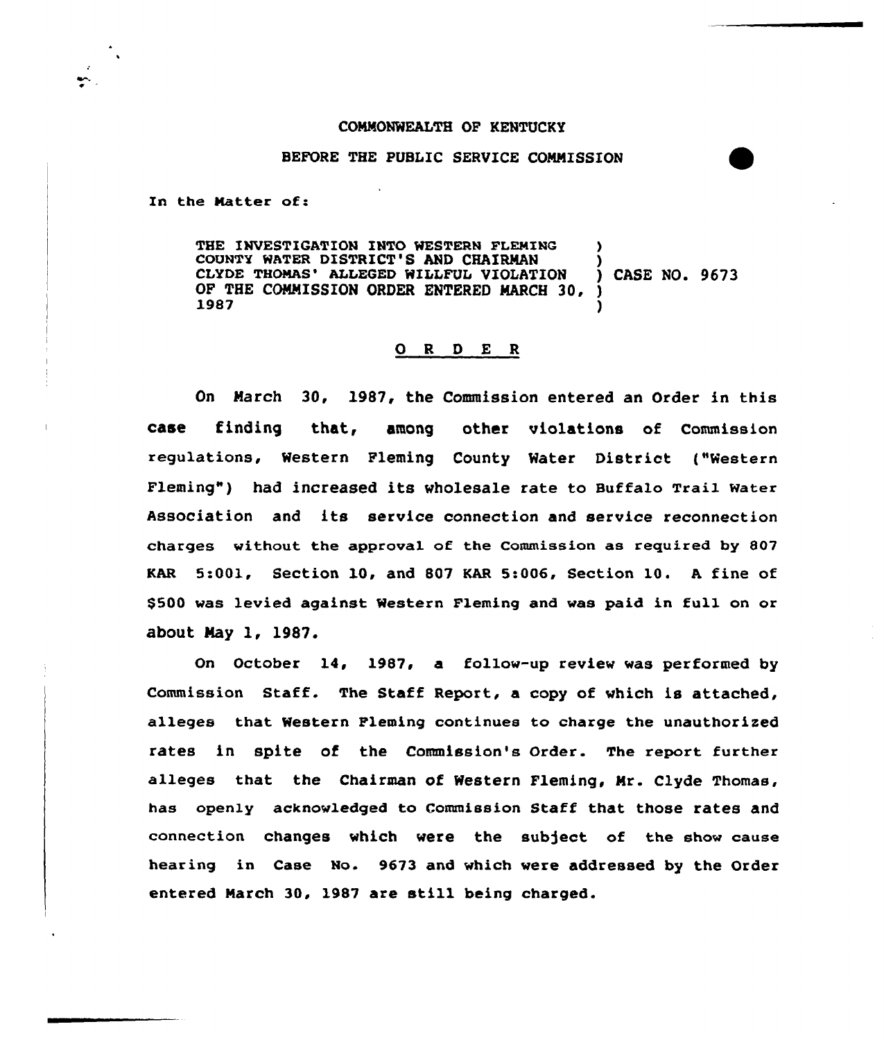COMMONWEALTH OF KENTUCKY

BEFORE THE PUBLIC SERVICE COMMISSION

In the Matter of:

| | | |
|---|---|---|
| THE INVESTIGATION INTO WESTERN FLEMING COUNTY WATER DISTRICT'S AND CHAIRMAN CLYDE THOMAS' ALLEGED WILLFUL VIOLATION OF THE COMMISSION ORDER ENTERED MARCH 30, 1987 | ) | CASE NO. 9673 |

## O R D E R

On March 30, 1987, the Commission entered an Order in this case finding that, among other violations of Commission regulations, Western Fleming County Water District ("Western Fleming") had increased its wholesale rate to Buffalo Trail Water Association and its service connection and service reconnection charges without the approval of the Commission as required by 807 KAR 5:001, Section 10, and 807 KAR 5:006, Section 10. A fine of $500 was levied against Western Fleming and was paid in full on or about May 1, 1987.

On October 14, 1987, a follow-up review was performed by Commission Staff. The Staff Report, a copy of which is attached, alleges that Western Fleming continues to charge the unauthorized rates in spite of the Commission's Order. The report further alleges that the Chairman of Western Fleming, Mr. Clyde Thomas, has openly acknowledged to Commission Staff that those rates and connection changes which were the subject of the show cause hearing in Case No. 9673 and which were addressed by the Order entered March 30, 1987 are still being charged.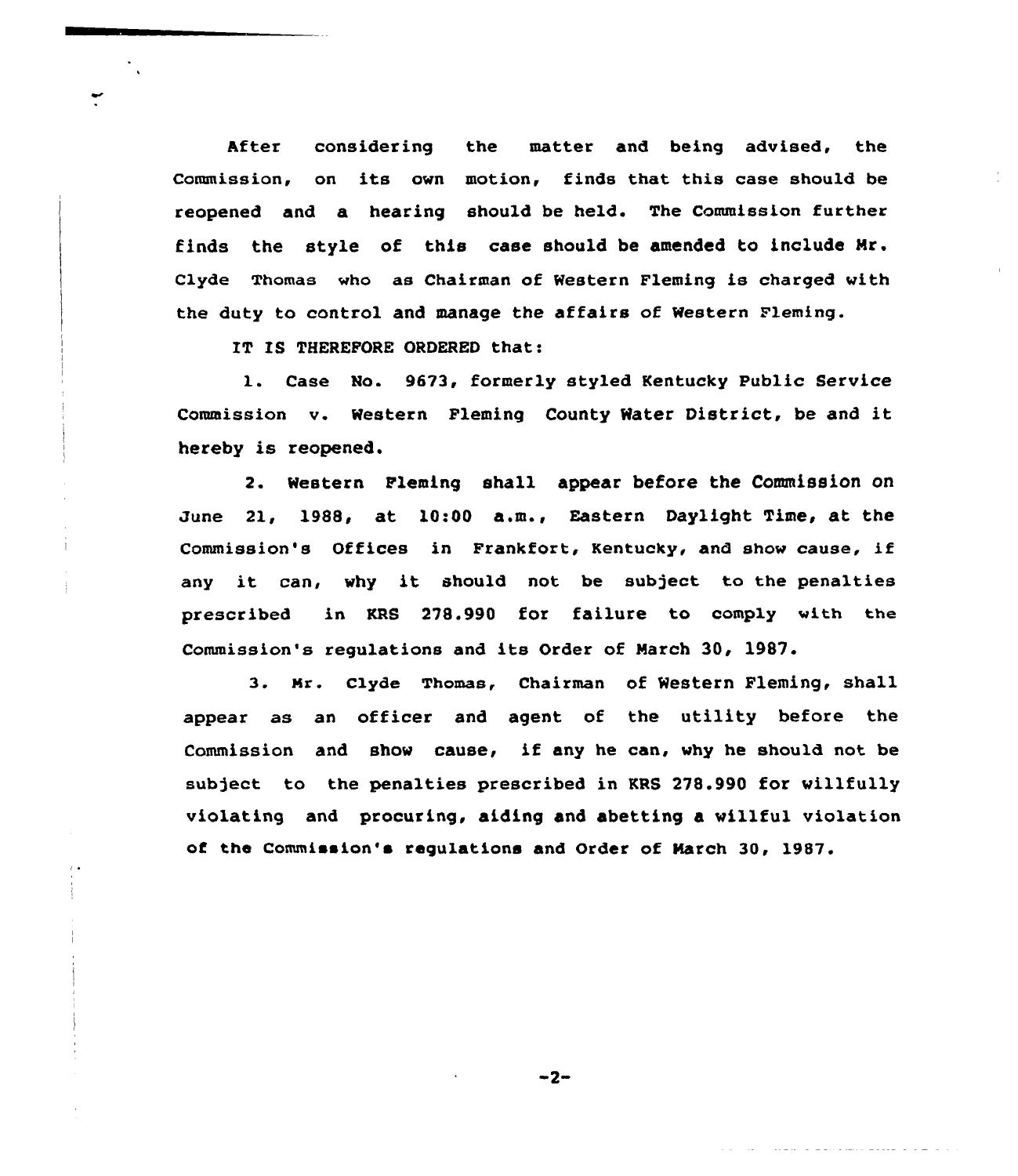After considering the matter and being advised, the Commission, on its own motion, finds that this case should be reopened and a hearing should be held. The Commission further finds the style of this case should be amended to include Mr. Clyde Thomas who as Chairman of Western Fleming is charged with the duty to control and manage the affairs of Western Fleming.

IT IS THEREFORE ORDERED that:

1. Case No. 9673, formerly styled Kentucky Public Service Commission v. Western Fleming County Water District, be and it hereby is reopened.

2. Western Fleming shall appear before the Commission on June 21, 1988, at 10:00 a.m., Eastern Daylight Time, at the Commission's Offices in Frankfort, Kentucky, and show cause, if any it can, why it should not be subject to the penalties prescribed in KRS 278.990 for failure to comply with the Commission's regulations and its Order of March 30, 1987.

3. Mr. Clyde Thomas, Chairman of Western Fleming, shall appear as an officer and agent of the utility before the Commission and show cause, if any he can, why he should not be subject to the penalties prescribed in KRS 278.990 for willfully violating and procuring, aiding and abetting a willful violation of the Commission's regulations and Order of March 30, 1987.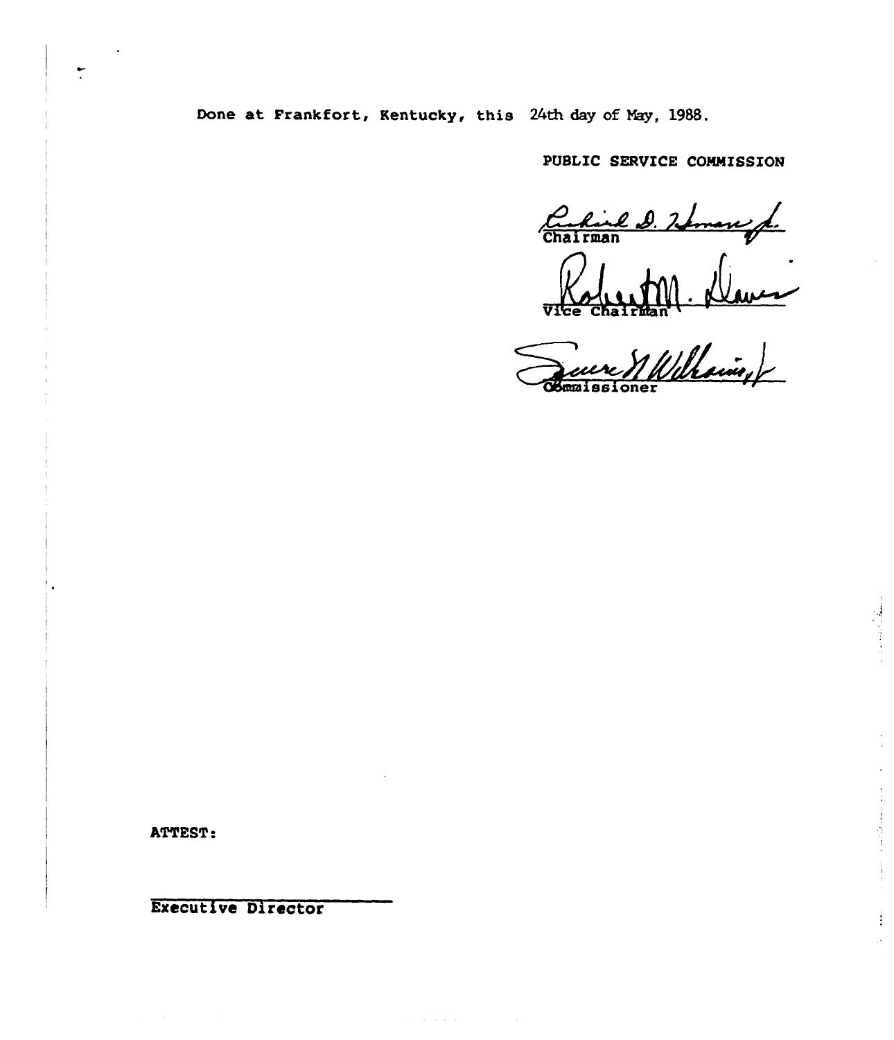Done at Frankfort, Kentucky, this 24th day of May, 1988.

PUBLIC SERVICE COMMISSION

Chairman

Vice Chairman

Commissioner

ATTEST:

Executive Director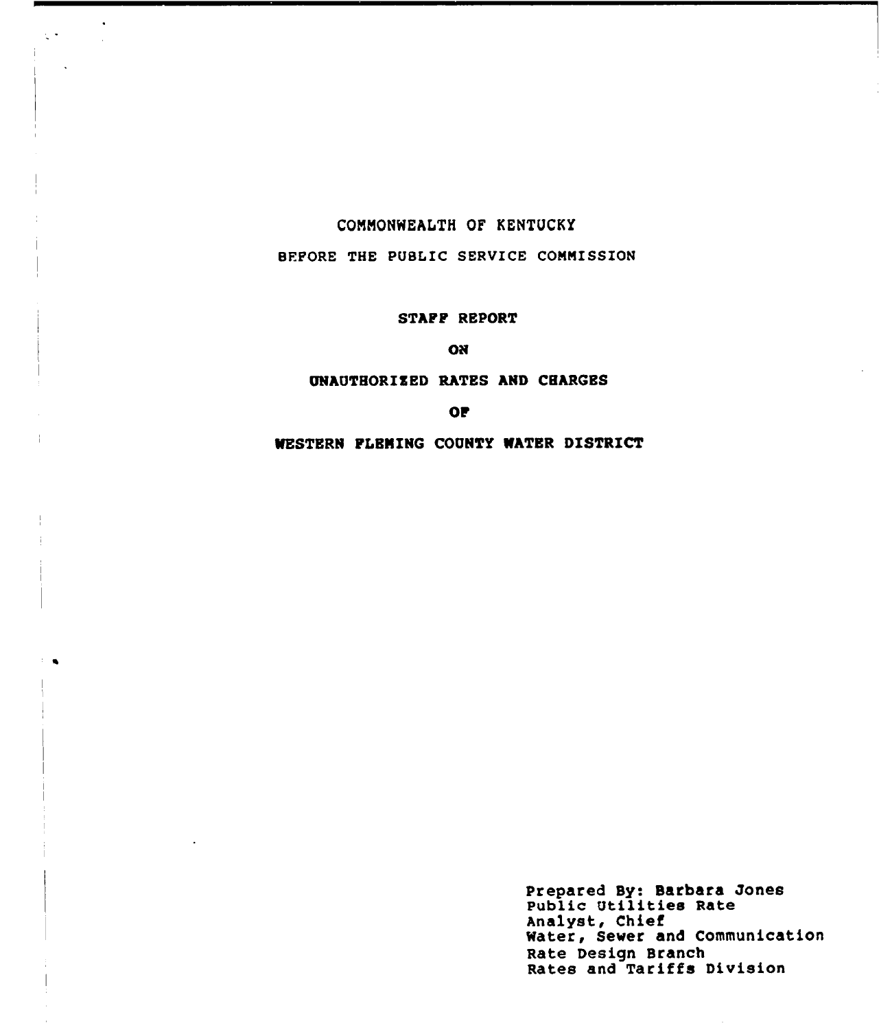COMMONWEALTH OF KENTUCKY

BEFORE THE PUBLIC SERVICE COMMISSION

**STAFF REPORT**

**ON**

**UNAUTHORIZED RATES AND CHARGES**

**OF**

**WESTERN FLEMING COUNTY WATER DISTRICT**

Prepared By: Barbara Jones
Public Utilities Rate
Analyst, Chief
Water, Sewer and Communication
Rate Design Branch
Rates and Tariffs Division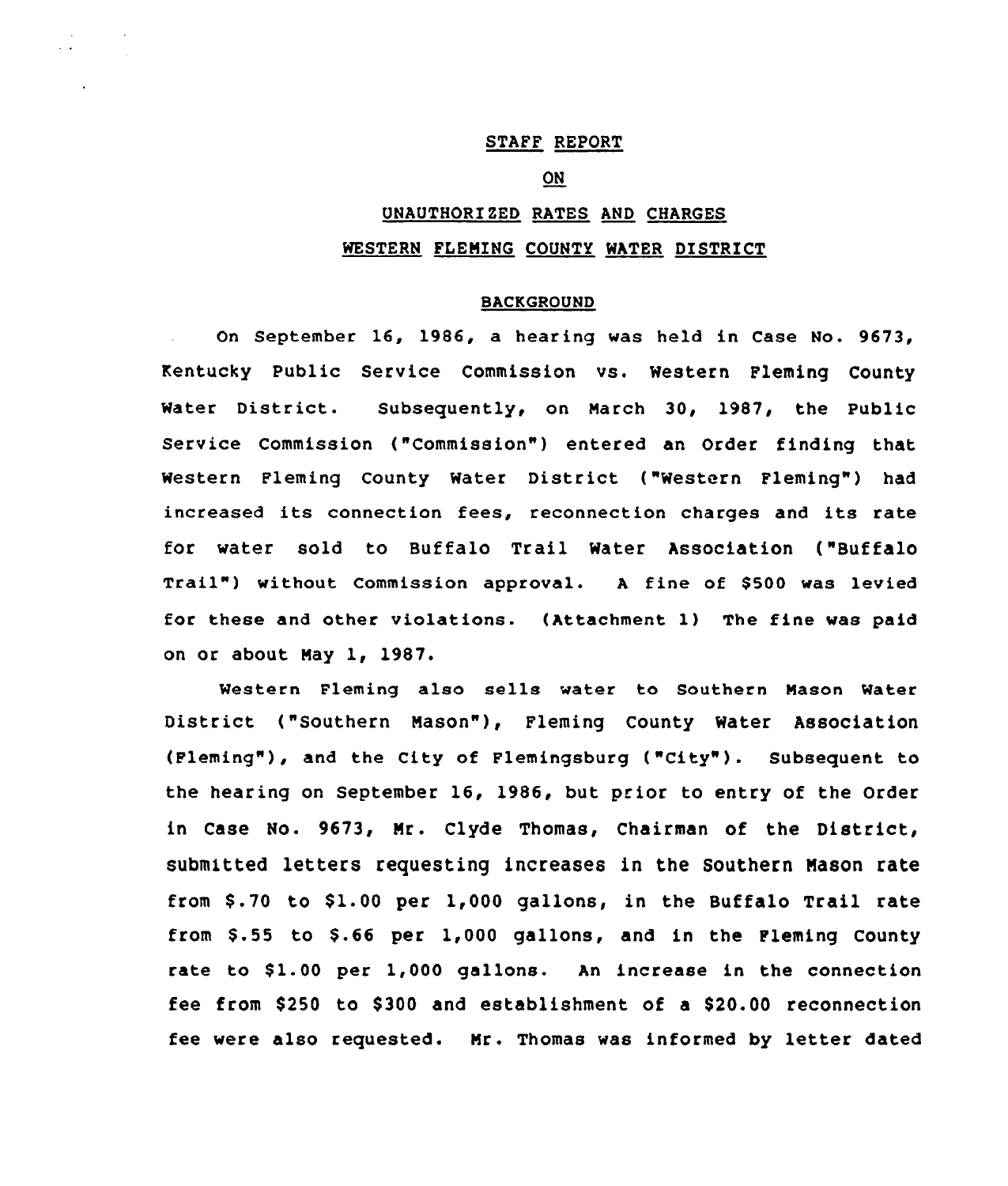# STAFF REPORT

## ON

## UNAUTHORIZED RATES AND CHARGES

## WESTERN FLEMING COUNTY WATER DISTRICT

### BACKGROUND

On September 16, 1986, a hearing was held in Case No. 9673, Kentucky Public Service Commission vs. Western Fleming County Water District. Subsequently, on March 30, 1987, the Public Service Commission ("Commission") entered an Order finding that Western Fleming County Water District ("Western Fleming") had increased its connection fees, reconnection charges and its rate for water sold to Buffalo Trail Water Association ("Buffalo Trail") without Commission approval. A fine of $500 was levied for these and other violations. (Attachment 1) The fine was paid on or about May 1, 1987.

Western Fleming also sells water to Southern Mason Water District ("Southern Mason"), Fleming County Water Association (Fleming"), and the City of Flemingsburg ("City"). Subsequent to the hearing on September 16, 1986, but prior to entry of the Order in Case No. 9673, Mr. Clyde Thomas, Chairman of the District, submitted letters requesting increases in the Southern Mason rate from $.70 to $1.00 per 1,000 gallons, in the Buffalo Trail rate from $.55 to $.66 per 1,000 gallons, and in the Fleming County rate to $1.00 per 1,000 gallons. An increase in the connection fee from $250 to $300 and establishment of a $20.00 reconnection fee were also requested. Mr. Thomas was informed by letter dated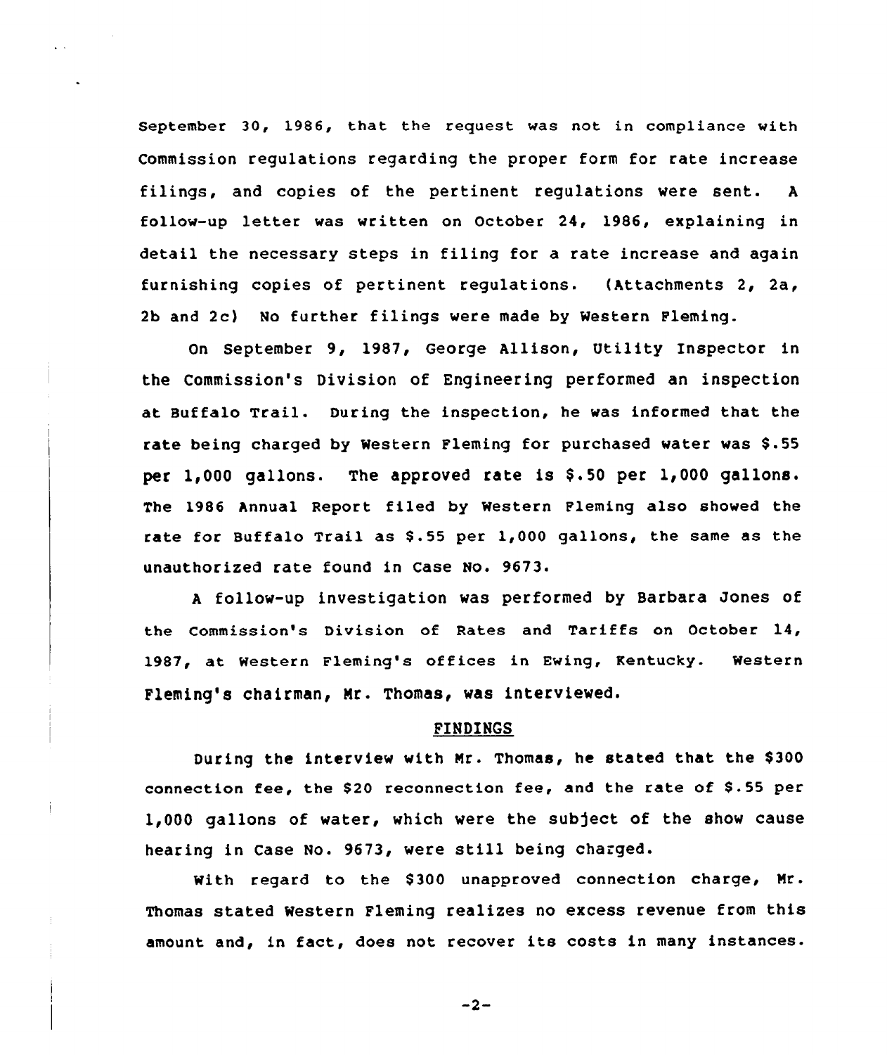September 30, 1986, that the request was not in compliance with Commission regulations regarding the proper form for rate increase filings, and copies of the pertinent regulations were sent. A follow-up letter was written on October 24, 1986, explaining in detail the necessary steps in filing for a rate increase and again furnishing copies of pertinent regulations. (Attachments 2, 2a, 2b and 2c) No further filings were made by Western Fleming.

On September 9, 1987, George Allison, Utility Inspector in the Commission's Division of Engineering performed an inspection at Buffalo Trail. During the inspection, he was informed that the rate being charged by Western Fleming for purchased water was $.55 per 1,000 gallons. The approved rate is $.50 per 1,000 gallons. The 1986 Annual Report filed by Western Fleming also showed the rate for Buffalo Trail as $.55 per 1,000 gallons, the same as the unauthorized rate found in Case No. 9673.

A follow-up investigation was performed by Barbara Jones of the Commission's Division of Rates and Tariffs on October 14, 1987, at Western Fleming's offices in Ewing, Kentucky. Western Fleming's chairman, Mr. Thomas, was interviewed.

## FINDINGS

During the interview with Mr. Thomas, he stated that the $300 connection fee, the $20 reconnection fee, and the rate of $.55 per 1,000 gallons of water, which were the subject of the show cause hearing in Case No. 9673, were still being charged.

With regard to the $300 unapproved connection charge, Mr. Thomas stated Western Fleming realizes no excess revenue from this amount and, in fact, does not recover its costs in many instances.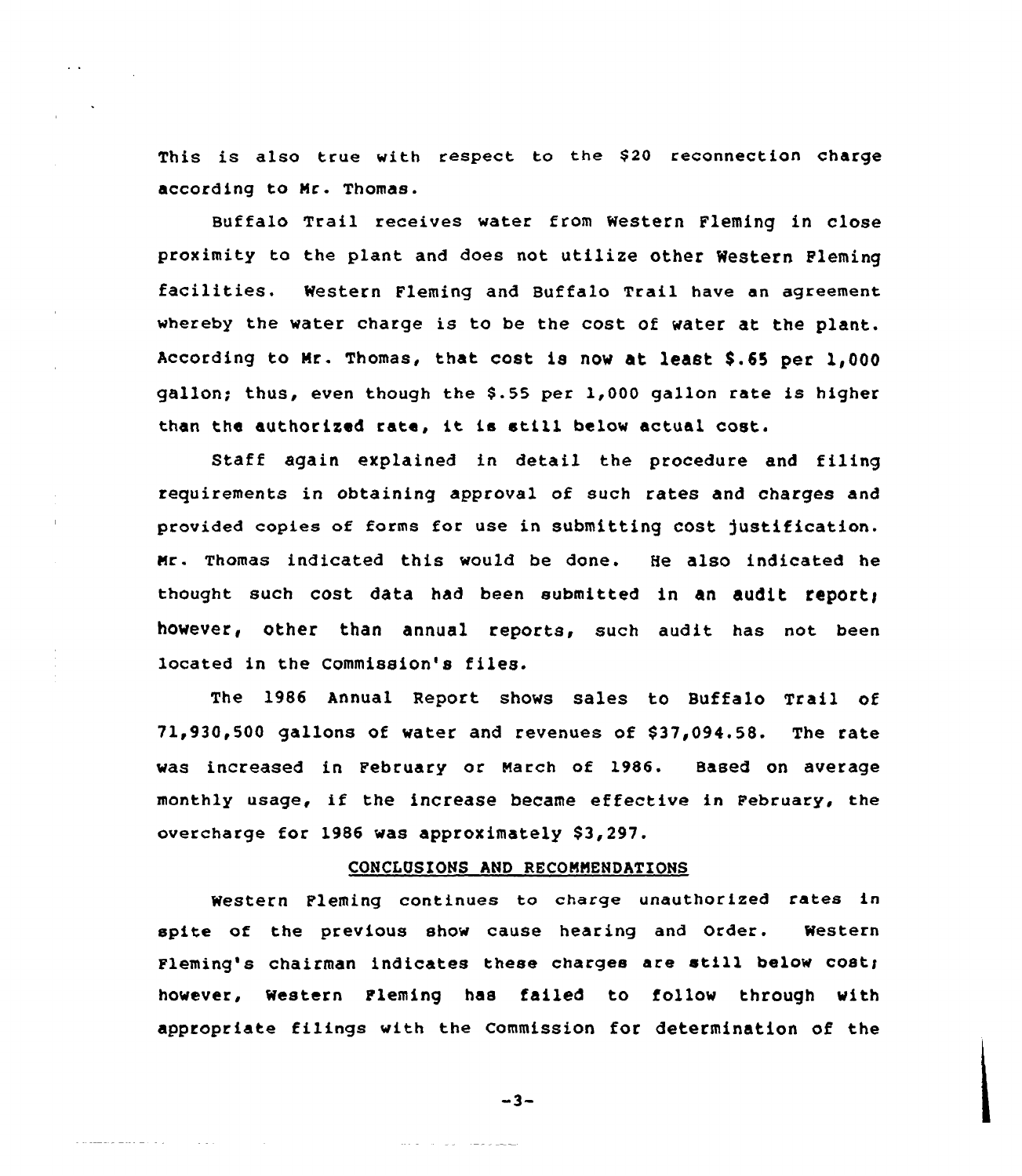This is also true with respect to the $20 reconnection charge according to Mr. Thomas.

Buffalo Trail receives water from Western Fleming in close proximity to the plant and does not utilize other Western Fleming facilities. Western Fleming and Buffalo Trail have an agreement whereby the water charge is to be the cost of water at the plant. According to Mr. Thomas, that cost is now at least $.65 per 1,000 gallon; thus, even though the $.55 per 1,000 gallon rate is higher than the authorized rate, it is still below actual cost.

Staff again explained in detail the procedure and filing requirements in obtaining approval of such rates and charges and provided copies of forms for use in submitting cost justification. Mr. Thomas indicated this would be done. He also indicated he thought such cost data had been submitted in an audit report; however, other than annual reports, such audit has not been located in the Commission's files.

The 1986 Annual Report shows sales to Buffalo Trail of 71,930,500 gallons of water and revenues of $37,094.58. The rate was increased in February or March of 1986. Based on average monthly usage, if the increase became effective in February, the overcharge for 1986 was approximately $3,297.

## CONCLUSIONS AND RECOMMENDATIONS

Western Fleming continues to charge unauthorized rates in spite of the previous show cause hearing and Order. Western Fleming's chairman indicates these charges are still below cost; however, Western Fleming has failed to follow through with appropriate filings with the Commission for determination of the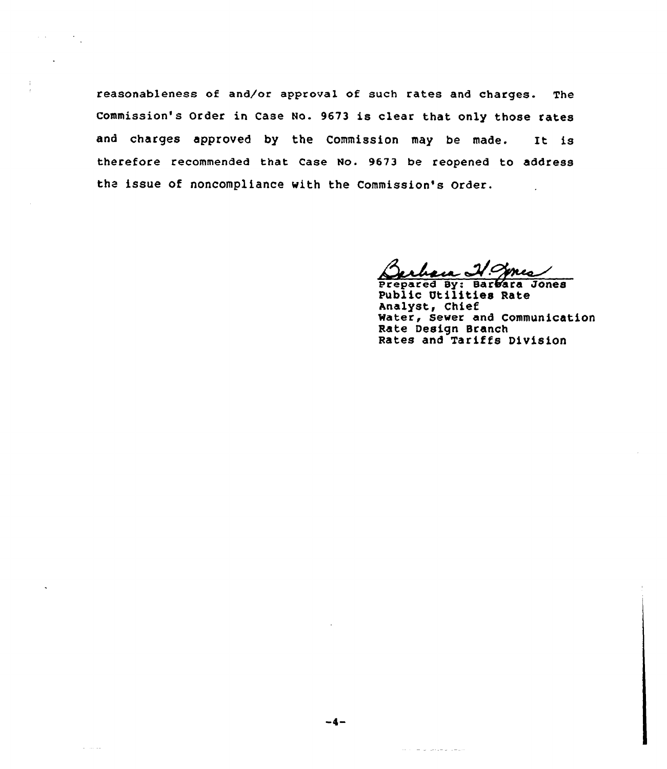reasonableness of and/or approval of such rates and charges. The Commission's Order in Case No. 9673 is clear that only those rates and charges approved by the Commission may be made. It is therefore recommended that Case No. 9673 be reopened to address the issue of noncompliance with the Commission's Order.

Barbara H. Jones

Prepared By: Barbara Jones
Public Utilities Rate Analyst, Chief
Water, Sewer and Communication Rate Design Branch
Rates and Tariffs Division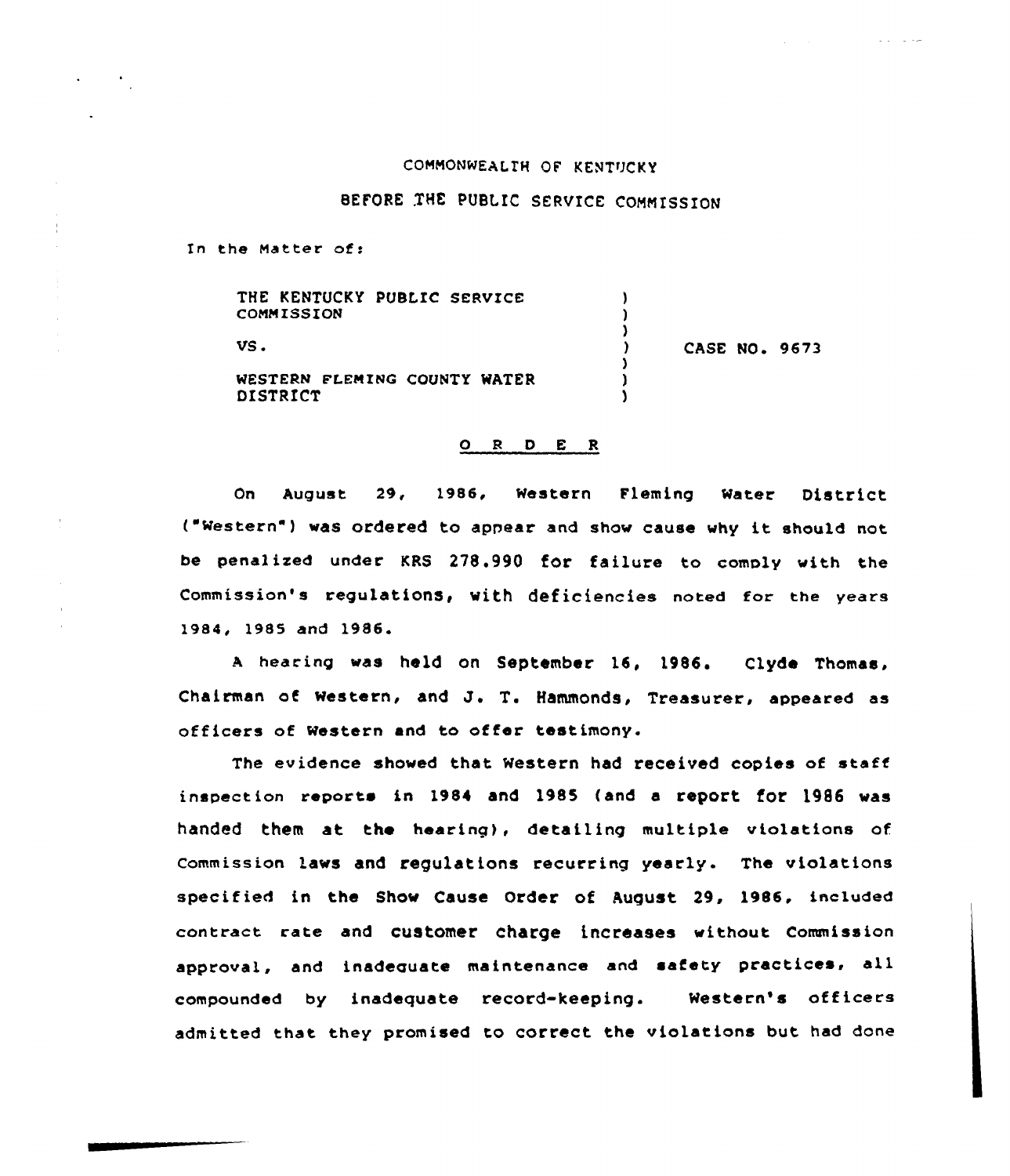COMMONWEALTH OF KENTUCKY

BEFORE THE PUBLIC SERVICE COMMISSION

In the Matter of:

| | | |
|---|---|---|
| THE KENTUCKY PUBLIC SERVICE COMMISSION | ) | |
| VS. | ) | CASE NO. 9673 |
| WESTERN FLEMING COUNTY WATER DISTRICT | ) | |

O R D E R

On August 29, 1986, Western Fleming Water District ("Western") was ordered to appear and show cause why it should not be penalized under KRS 278.990 for failure to comply with the Commission's regulations, with deficiencies noted for the years 1984, 1985 and 1986.

A hearing was held on September 16, 1986. Clyde Thomas, Chairman of Western, and J. T. Hammonds, Treasurer, appeared as officers of Western and to offer testimony.

The evidence showed that Western had received copies of staff inspection reports in 1984 and 1985 (and a report for 1986 was handed them at the hearing), detailing multiple violations of Commission laws and regulations recurring yearly. The violations specified in the Show Cause Order of August 29, 1986, included contract rate and customer charge increases without Commission approval, and inadequate maintenance and safety practices, all compounded by inadequate record-keeping. Western's officers admitted that they promised to correct the violations but had done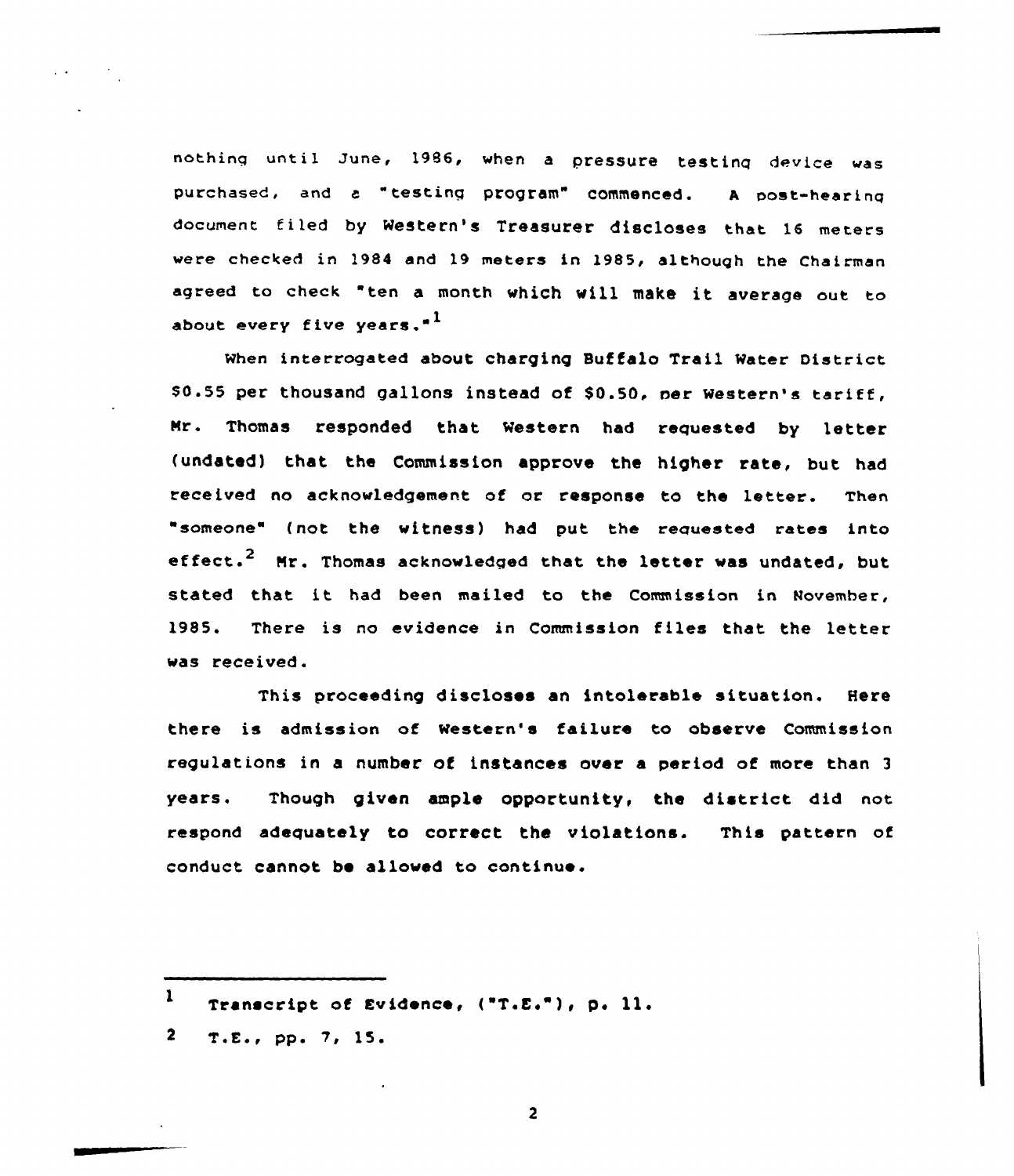nothing until June, 1986, when a pressure testing device was purchased, and a "testing program" commenced. A post-hearing document filed by Western's Treasurer discloses that 16 meters were checked in 1984 and 19 meters in 1985, although the Chairman agreed to check "ten a month which will make it average out to about every five years."[1]

When interrogated about charging Buffalo Trail Water District $0.55 per thousand gallons instead of $0.50, per Western's tariff, Mr. Thomas responded that Western had requested by letter (undated) that the Commission approve the higher rate, but had received no acknowledgement of or response to the letter. Then "someone" (not the witness) had put the requested rates into effect.[2] Mr. Thomas acknowledged that the letter was undated, but stated that it had been mailed to the Commission in November, 1985. There is no evidence in Commission files that the letter was received.

This proceeding discloses an intolerable situation. Here there is admission of Western's failure to observe Commission regulations in a number of instances over a period of more than 3 years. Though given ample opportunity, the district did not respond adequately to correct the violations. This pattern of conduct cannot be allowed to continue.

---

[1] Transcript of Evidence, ("T.E."), p. 11.

[2] T.E., pp. 7, 15.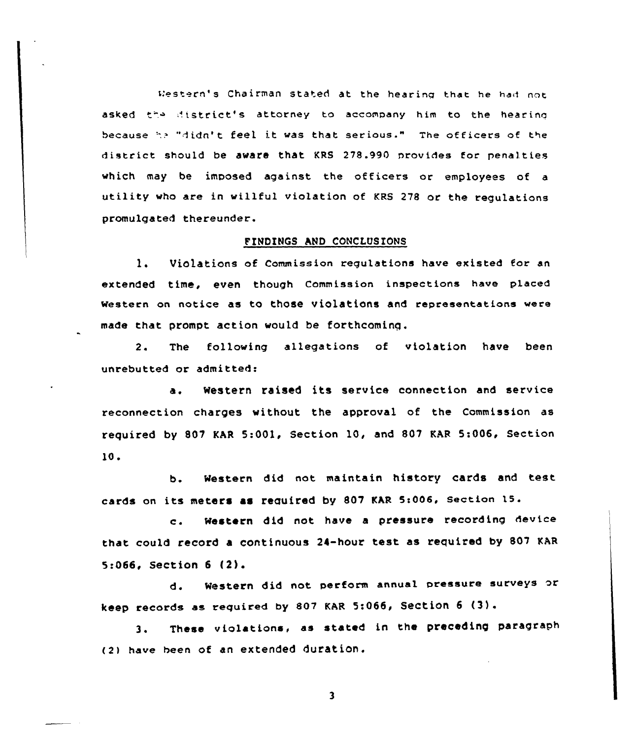Western's Chairman stated at the hearing that he had not asked the district's attorney to accompany him to the hearing because he "didn't feel it was that serious." The officers of the district should be aware that KRS 278.990 provides for penalties which may be imposed against the officers or employees of a utility who are in willful violation of KRS 278 or the regulations promulgated thereunder.

## FINDINGS AND CONCLUSIONS

1. Violations of Commission regulations have existed for an extended time, even though Commission inspections have placed Western on notice as to those violations and representations were made that prompt action would be forthcoming.

2. The following allegations of violation have been unrebutted or admitted:

   a. Western raised its service connection and service reconnection charges without the approval of the Commission as required by 807 KAR 5:001, Section 10, and 807 KAR 5:006, Section 10.

   b. Western did not maintain history cards and test cards on its meters as required by 807 KAR 5:006, Section 15.

   c. Western did not have a pressure recording device that could record a continuous 24-hour test as required by 807 KAR 5:066, Section 6 (2).

   d. Western did not perform annual pressure surveys or keep records as required by 807 KAR 5:066, Section 6 (3).

3. These violations, as stated in the preceding paragraph (2) have been of an extended duration.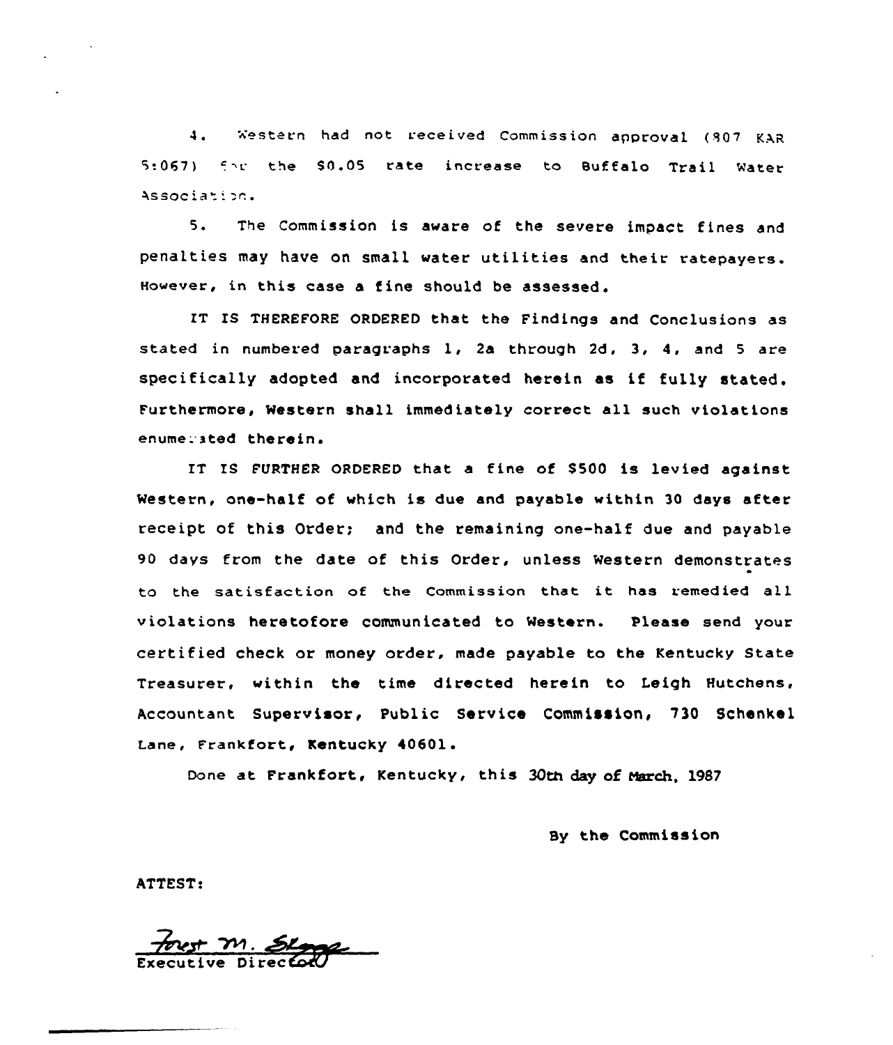4. Western had not received Commission approval (807 KAR 5:067) for the $0.05 rate increase to Buffalo Trail Water Association.

5. The Commission is aware of the severe impact fines and penalties may have on small water utilities and their ratepayers. However, in this case a fine should be assessed.

IT IS THEREFORE ORDERED that the Findings and Conclusions as stated in numbered paragraphs 1, 2a through 2d, 3, 4, and 5 are specifically adopted and incorporated herein as if fully stated. Furthermore, Western shall immediately correct all such violations enumerated therein.

IT IS FURTHER ORDERED that a fine of $500 is levied against Western, one-half of which is due and payable within 30 days after receipt of this Order; and the remaining one-half due and payable 90 days from the date of this Order, unless Western demonstrates to the satisfaction of the Commission that it has remedied all violations heretofore communicated to Western. Please send your certified check or money order, made payable to the Kentucky State Treasurer, within the time directed herein to Leigh Hutchens, Accountant Supervisor, Public Service Commission, 730 Schenkel Lane, Frankfort, Kentucky 40601.

Done at Frankfort, Kentucky, this 30th day of March, 1987

By the Commission

ATTEST:

Forest M. Skaggs
Executive Director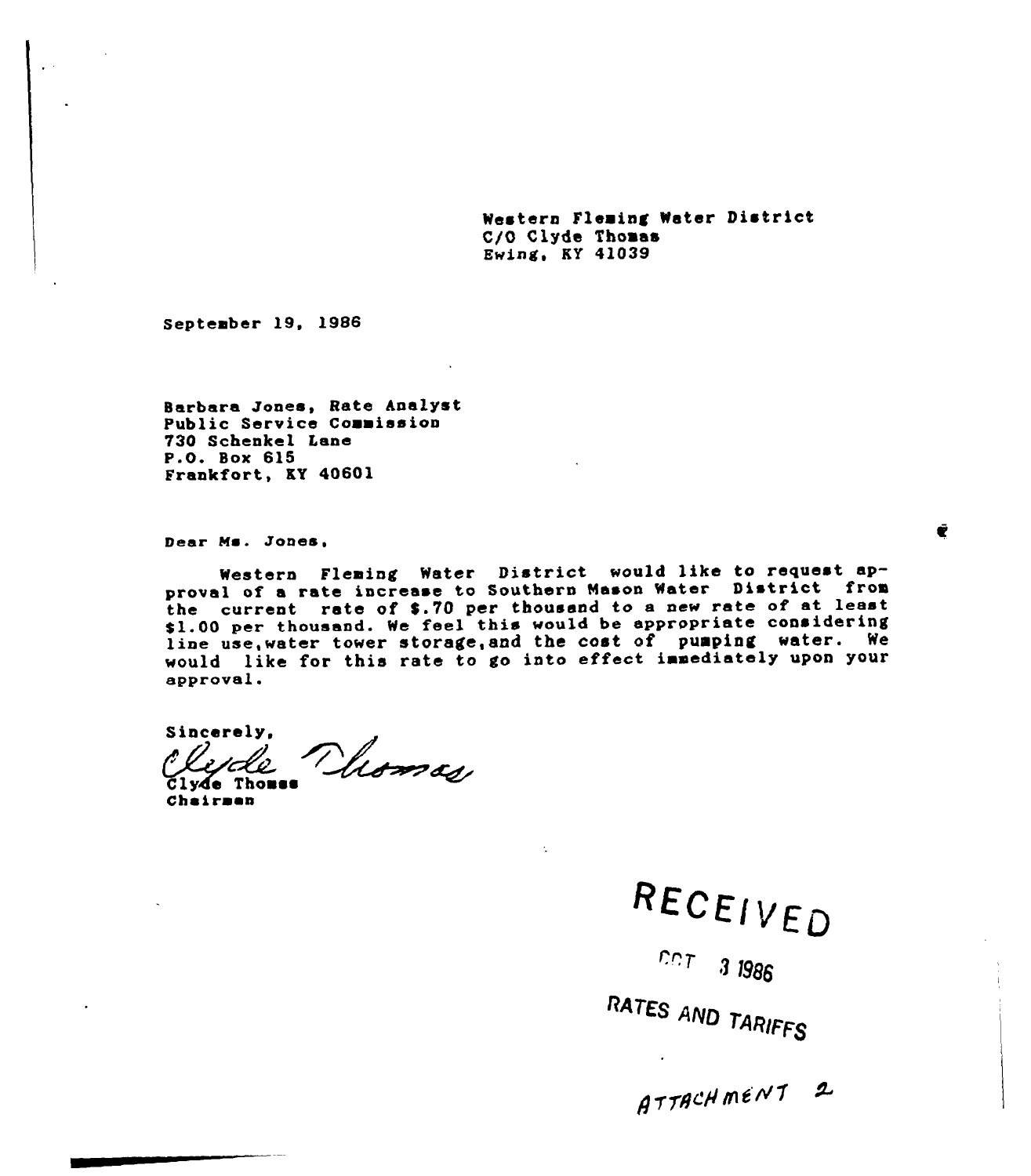Western Fleming Water District
C/O Clyde Thomas
Ewing, KY 41039

September 19, 1986

Barbara Jones, Rate Analyst
Public Service Commission
730 Schenkel Lane
P.O. Box 615
Frankfort, KY 40601

Dear Ms. Jones,

Western Fleming Water District would like to request approval of a rate increase to Southern Mason Water District from the current rate of $.70 per thousand to a new rate of at least $1.00 per thousand. We feel this would be appropriate considering line use, water tower storage, and the cost of pumping water. We would like for this rate to go into effect immediately upon your approval.

Sincerely,

Clyde Thomas

Clyde Thomas
Chairman

RECEIVED

OCT 3 1986

RATES AND TARIFFS

ATTACHMENT 2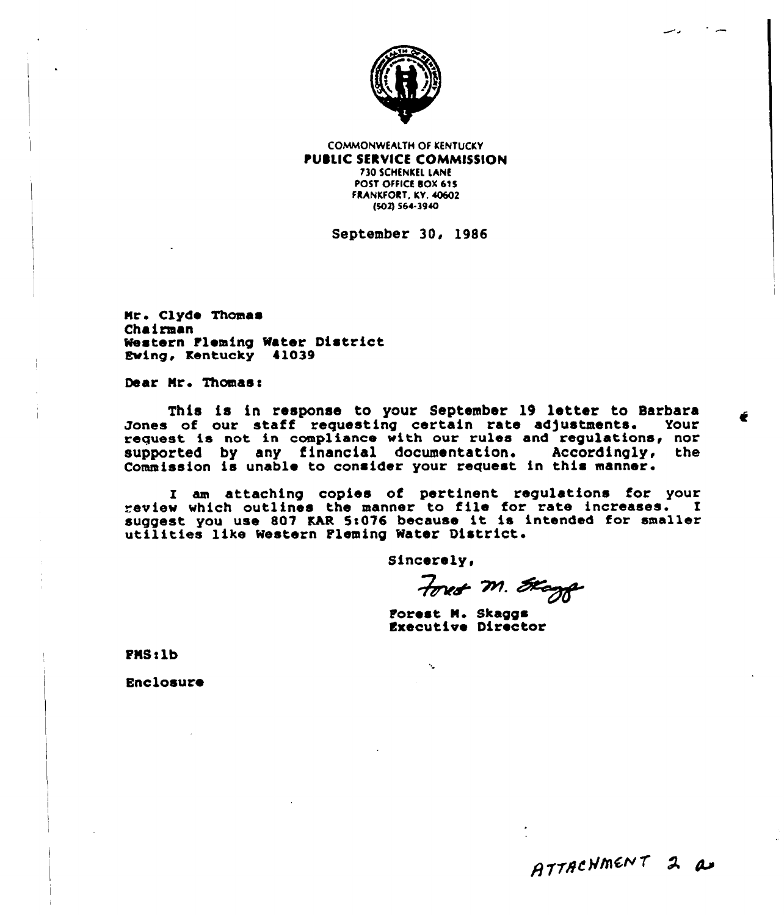COMMONWEALTH OF KENTUCKY
**PUBLIC SERVICE COMMISSION**
730 SCHENKEL LANE
POST OFFICE BOX 615
FRANKFORT, KY. 40602
(502) 564-3940

September 30, 1986

Mr. Clyde Thomas
Chairman
Western Fleming Water District
Ewing, Kentucky 41039

Dear Mr. Thomas:

This is in response to your September 19 letter to Barbara Jones of our staff requesting certain rate adjustments. Your request is not in compliance with our rules and regulations, nor supported by any financial documentation. Accordingly, the Commission is unable to consider your request in this manner.

I am attaching copies of pertinent regulations for your review which outlines the manner to file for rate increases. I suggest you use 807 KAR 5:076 because it is intended for smaller utilities like Western Fleming Water District.

Sincerely,

Forest M. Skaggs

Forest M. Skaggs
Executive Director

FMS:lb

Enclosure

ATTACHMENT 2 a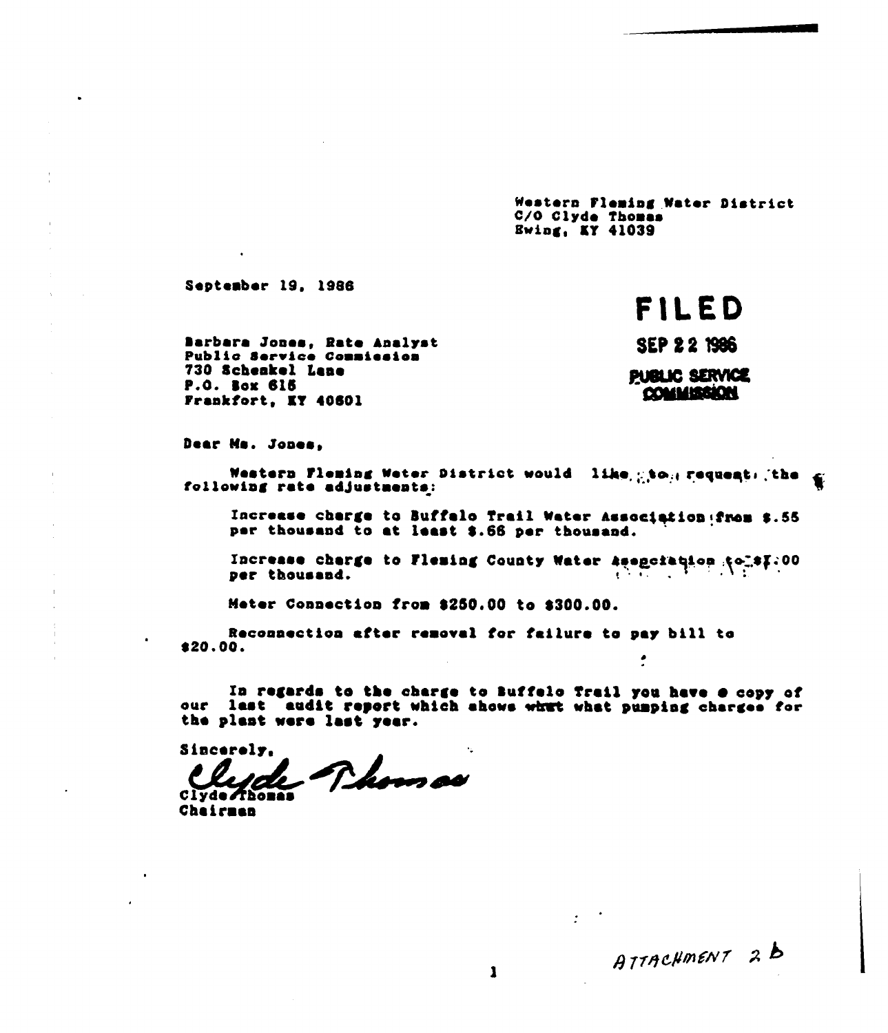Western Fleming Water District
C/O Clyde Thomas
Ewing, KY 41039

September 19, 1986

FILED
SEP 22 1986
PUBLIC SERVICE COMMISSION

Barbara Jones, Rate Analyst
Public Service Commission
730 Schenkel Lane
P.O. Box 615
Frankfort, KY 40601

Dear Ms. Jones,

Western Fleming Water District would like to request the following rate adjustments:

Increase charge to Buffalo Trail Water Association from $.55 per thousand to at least $.66 per thousand.

Increase charge to Fleming County Water Association to $1.00 per thousand.

Meter Connection from $250.00 to $300.00.

Reconnection after removal for failure to pay bill to $20.00.

In regards to the charge to Buffalo Trail you have a copy of our last audit report which shows ~~what~~ what pumping charges for the plant were last year.

Sincerely,

Clyde Thomas
Chairman

ATTACHMENT 2 b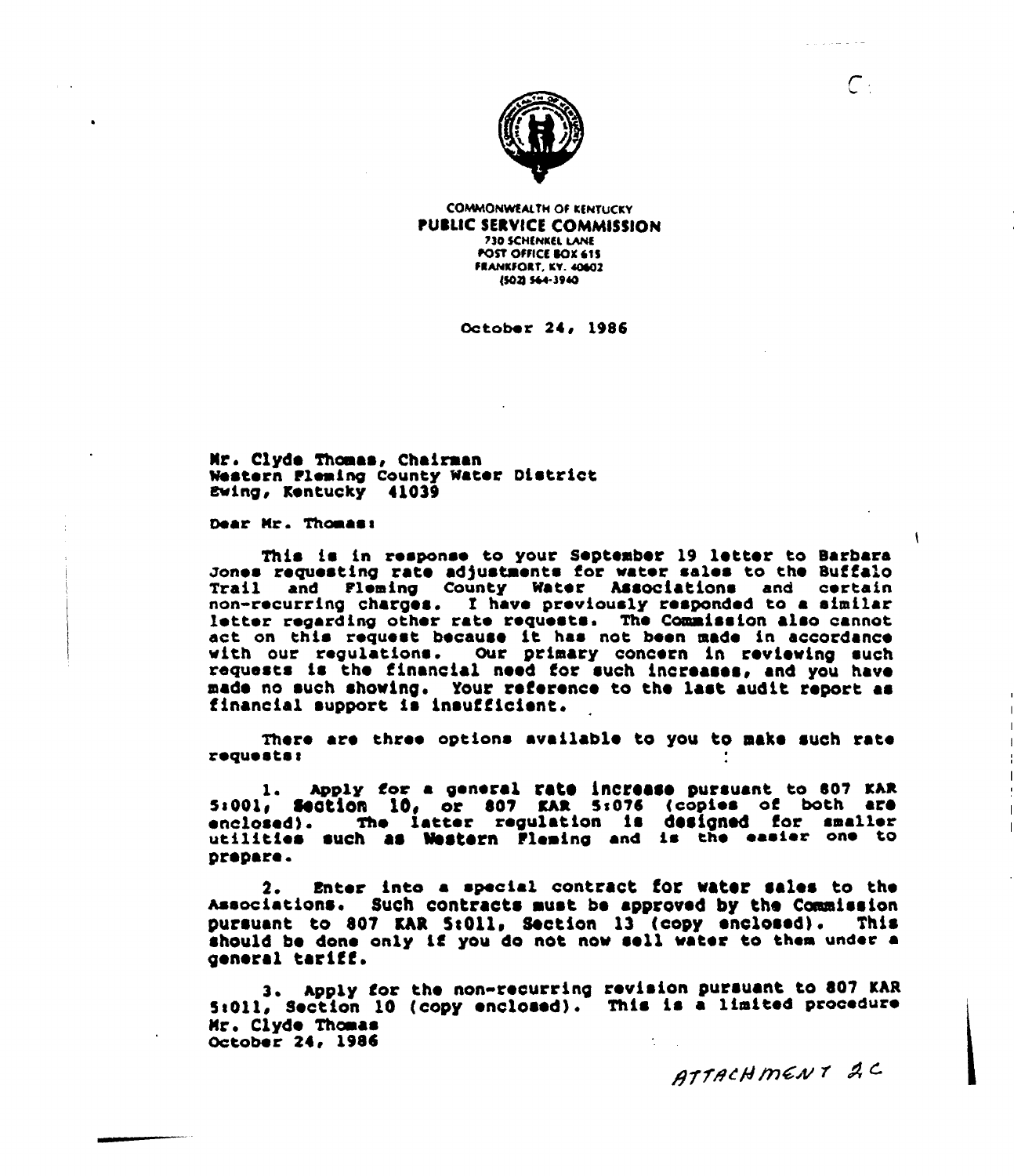COMMONWEALTH OF KENTUCKY
**PUBLIC SERVICE COMMISSION**
730 SCHENKEL LANE
POST OFFICE BOX 615
FRANKFORT, KY. 40602
(502) 564-3940

October 24, 1986

Mr. Clyde Thomas, Chairman
Western Fleming County Water District
Ewing, Kentucky 41039

Dear Mr. Thomas:

This is in response to your September 19 letter to Barbara Jones requesting rate adjustments for water sales to the Buffalo Trail and Fleming County Water Associations and certain non-recurring charges. I have previously responded to a similar letter regarding other rate requests. The Commission also cannot act on this request because it has not been made in accordance with our regulations. Our primary concern in reviewing such requests is the financial need for such increases, and you have made no such showing. Your reference to the last audit report as financial support is insufficient.

There are three options available to you to make such rate requests:

1. Apply for a general rate increase pursuant to 807 KAR 5:001, Section 10, or 807 KAR 5:076 (copies of both are enclosed). The latter regulation is designed for smaller utilities such as Western Fleming and is the easier one to prepare.

2. Enter into a special contract for water sales to the Associations. Such contracts must be approved by the Commission pursuant to 807 KAR 5:011, Section 13 (copy enclosed). This should be done only if you do not now sell water to them under a general tariff.

3. Apply for the non-recurring revision pursuant to 807 KAR 5:011, Section 10 (copy enclosed). This is a limited procedure

Mr. Clyde Thomas
October 24, 1986

ATTACHMENT 2C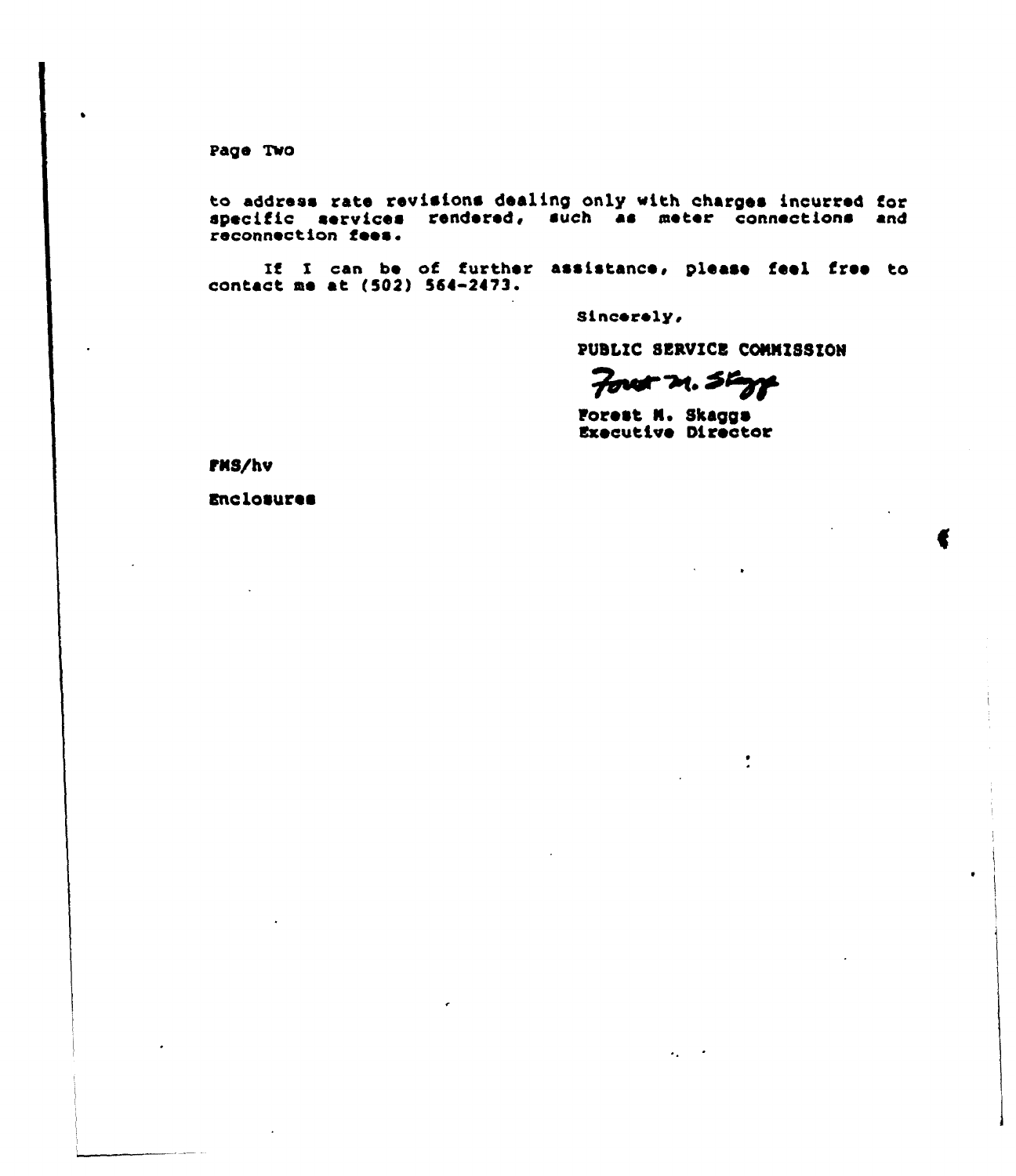to address rate revisions dealing only with charges incurred for specific services rendered, such as meter connections and reconnection fees.

If I can be of further assistance, please feel free to contact me at (502) 564-2473.

Sincerely,

PUBLIC SERVICE COMMISSION

Forest M. Skaggs

Forest M. Skaggs
Executive Director

FMS/hv

Enclosures